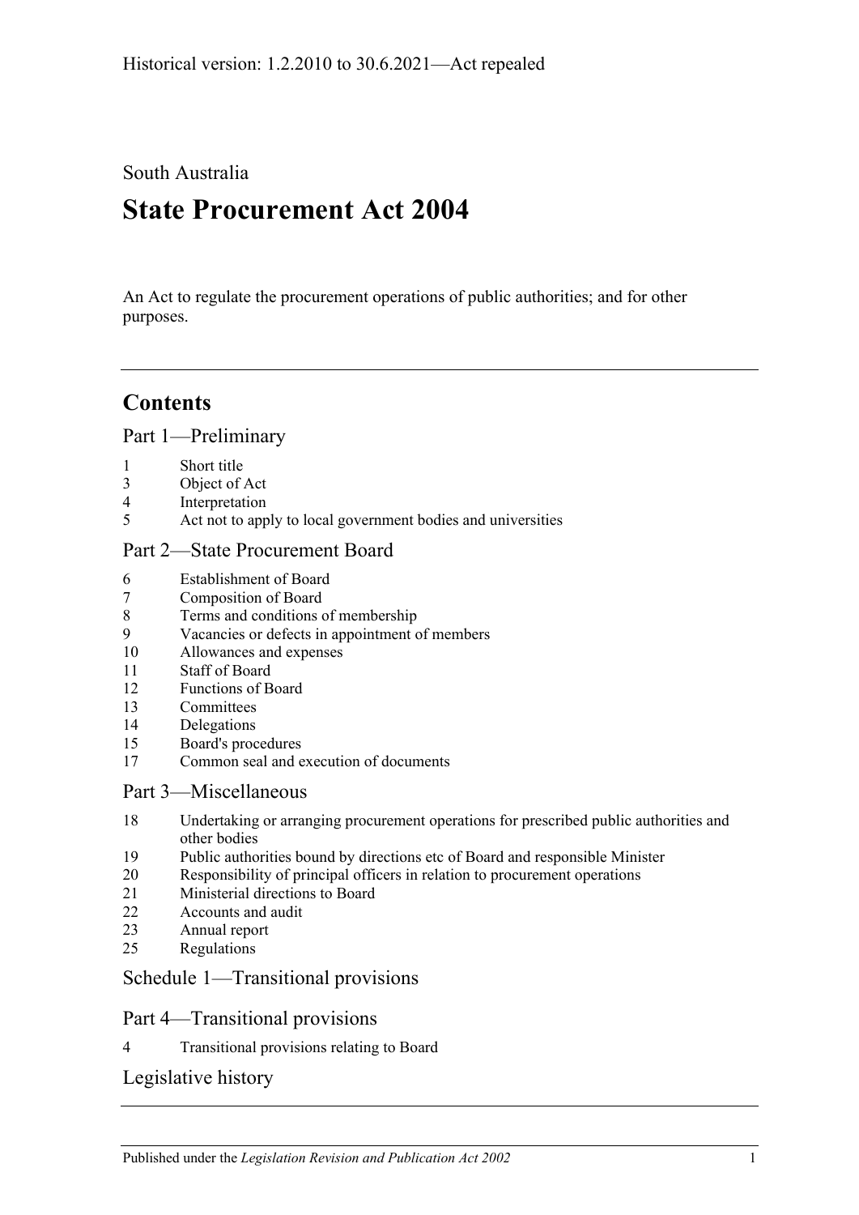Historical version: 1.2.2010 to 30.6.2021—Act repealed

South Australia

# State Procurement Act 2004

An Act to regulate the procurement operations of public authorities; and for other purposes.

---

## Contents

### Part 1—Preliminary

1 Short title
3 Object of Act
4 Interpretation
5 Act not to apply to local government bodies and universities

### Part 2—State Procurement Board

6 Establishment of Board
7 Composition of Board
8 Terms and conditions of membership
9 Vacancies or defects in appointment of members
10 Allowances and expenses
11 Staff of Board
12 Functions of Board
13 Committees
14 Delegations
15 Board's procedures
17 Common seal and execution of documents

### Part 3—Miscellaneous

18 Undertaking or arranging procurement operations for prescribed public authorities and other bodies
19 Public authorities bound by directions etc of Board and responsible Minister
20 Responsibility of principal officers in relation to procurement operations
21 Ministerial directions to Board
22 Accounts and audit
23 Annual report
25 Regulations

### Schedule 1—Transitional provisions

### Part 4—Transitional provisions

4 Transitional provisions relating to Board

### Legislative history

---

Published under the *Legislation Revision and Publication Act 2002*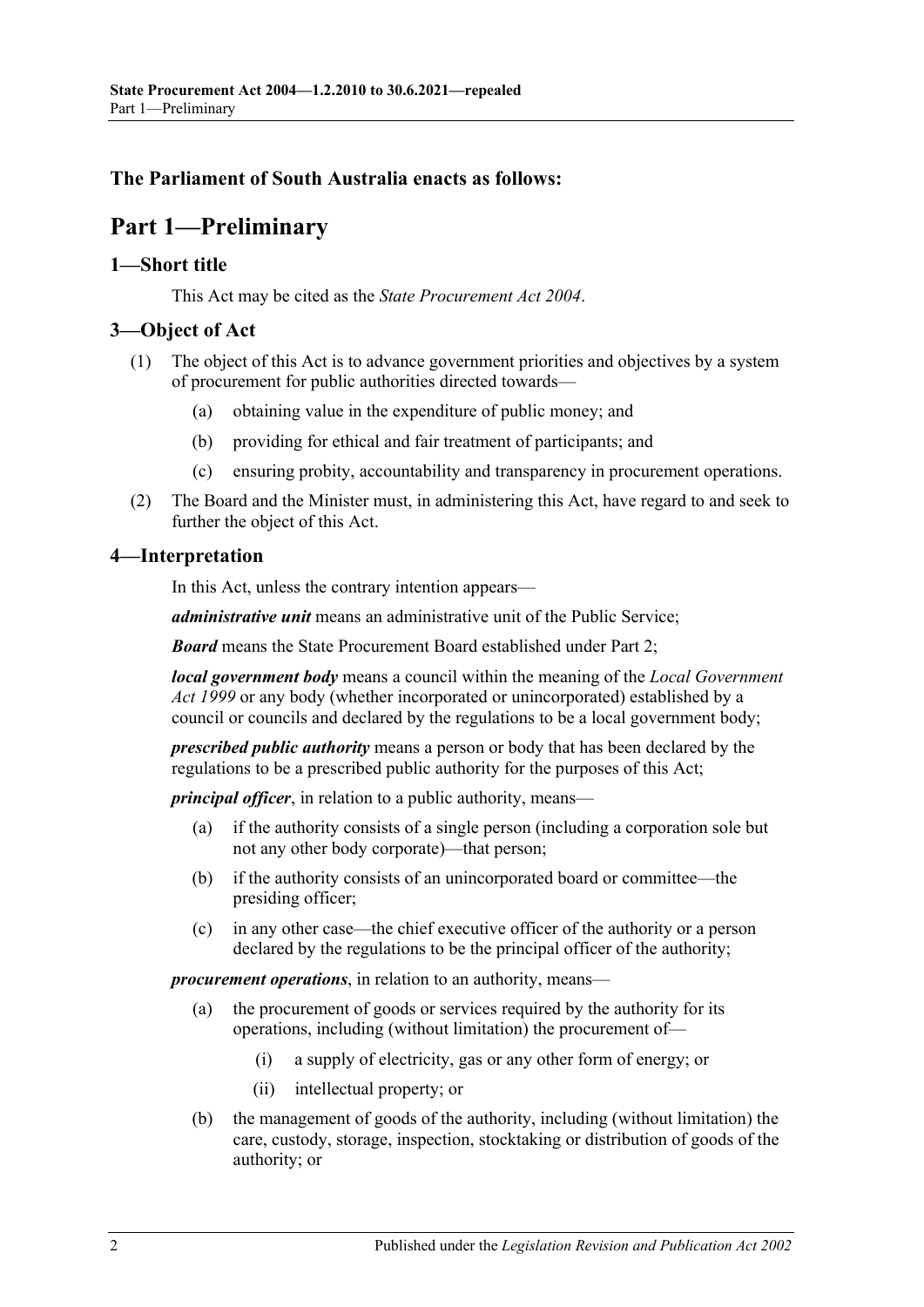### The Parliament of South Australia enacts as follows:

# Part 1—Preliminary

## 1—Short title

This Act may be cited as the *State Procurement Act 2004*.

## 3—Object of Act

(1) The object of this Act is to advance government priorities and objectives by a system of procurement for public authorities directed towards—

(a) obtaining value in the expenditure of public money; and

(b) providing for ethical and fair treatment of participants; and

(c) ensuring probity, accountability and transparency in procurement operations.

(2) The Board and the Minister must, in administering this Act, have regard to and seek to further the object of this Act.

## 4—Interpretation

In this Act, unless the contrary intention appears—

***administrative unit*** means an administrative unit of the Public Service;

***Board*** means the State Procurement Board established under Part 2;

***local government body*** means a council within the meaning of the *Local Government Act 1999* or any body (whether incorporated or unincorporated) established by a council or councils and declared by the regulations to be a local government body;

***prescribed public authority*** means a person or body that has been declared by the regulations to be a prescribed public authority for the purposes of this Act;

***principal officer***, in relation to a public authority, means—

(a) if the authority consists of a single person (including a corporation sole but not any other body corporate)—that person;

(b) if the authority consists of an unincorporated board or committee—the presiding officer;

(c) in any other case—the chief executive officer of the authority or a person declared by the regulations to be the principal officer of the authority;

***procurement operations***, in relation to an authority, means—

(a) the procurement of goods or services required by the authority for its operations, including (without limitation) the procurement of—

(i) a supply of electricity, gas or any other form of energy; or

(ii) intellectual property; or

(b) the management of goods of the authority, including (without limitation) the care, custody, storage, inspection, stocktaking or distribution of goods of the authority; or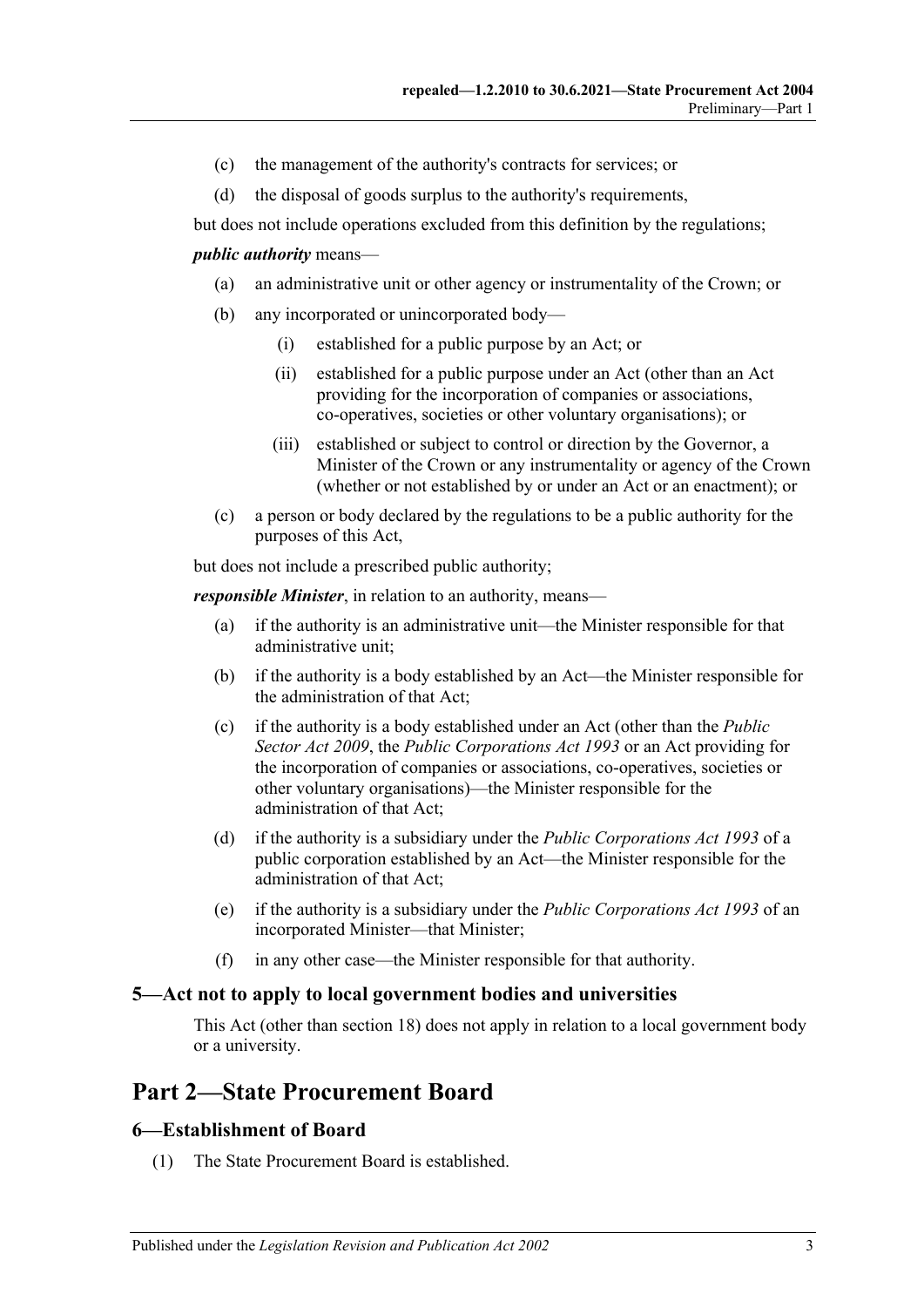(c) the management of the authority's contracts for services; or

(d) the disposal of goods surplus to the authority's requirements,

but does not include operations excluded from this definition by the regulations;

***public authority*** means—

(a) an administrative unit or other agency or instrumentality of the Crown; or

(b) any incorporated or unincorporated body—

(i) established for a public purpose by an Act; or

(ii) established for a public purpose under an Act (other than an Act providing for the incorporation of companies or associations, co-operatives, societies or other voluntary organisations); or

(iii) established or subject to control or direction by the Governor, a Minister of the Crown or any instrumentality or agency of the Crown (whether or not established by or under an Act or an enactment); or

(c) a person or body declared by the regulations to be a public authority for the purposes of this Act,

but does not include a prescribed public authority;

***responsible Minister***, in relation to an authority, means—

(a) if the authority is an administrative unit—the Minister responsible for that administrative unit;

(b) if the authority is a body established by an Act—the Minister responsible for the administration of that Act;

(c) if the authority is a body established under an Act (other than the *Public Sector Act 2009*, the *Public Corporations Act 1993* or an Act providing for the incorporation of companies or associations, co-operatives, societies or other voluntary organisations)—the Minister responsible for the administration of that Act;

(d) if the authority is a subsidiary under the *Public Corporations Act 1993* of a public corporation established by an Act—the Minister responsible for the administration of that Act;

(e) if the authority is a subsidiary under the *Public Corporations Act 1993* of an incorporated Minister—that Minister;

(f) in any other case—the Minister responsible for that authority.

### 5—Act not to apply to local government bodies and universities

This Act (other than section 18) does not apply in relation to a local government body or a university.

## Part 2—State Procurement Board

### 6—Establishment of Board

(1) The State Procurement Board is established.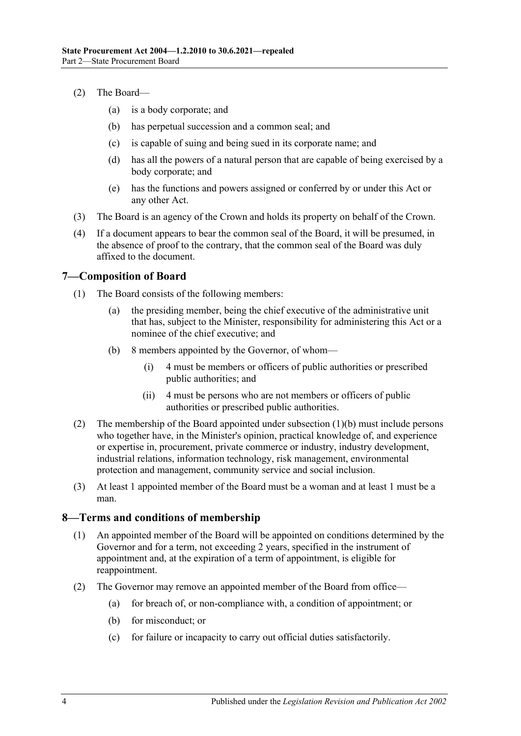(2) The Board—

(a) is a body corporate; and

(b) has perpetual succession and a common seal; and

(c) is capable of suing and being sued in its corporate name; and

(d) has all the powers of a natural person that are capable of being exercised by a body corporate; and

(e) has the functions and powers assigned or conferred by or under this Act or any other Act.

(3) The Board is an agency of the Crown and holds its property on behalf of the Crown.

(4) If a document appears to bear the common seal of the Board, it will be presumed, in the absence of proof to the contrary, that the common seal of the Board was duly affixed to the document.

## 7—Composition of Board

(1) The Board consists of the following members:

(a) the presiding member, being the chief executive of the administrative unit that has, subject to the Minister, responsibility for administering this Act or a nominee of the chief executive; and

(b) 8 members appointed by the Governor, of whom—

(i) 4 must be members or officers of public authorities or prescribed public authorities; and

(ii) 4 must be persons who are not members or officers of public authorities or prescribed public authorities.

(2) The membership of the Board appointed under subsection (1)(b) must include persons who together have, in the Minister's opinion, practical knowledge of, and experience or expertise in, procurement, private commerce or industry, industry development, industrial relations, information technology, risk management, environmental protection and management, community service and social inclusion.

(3) At least 1 appointed member of the Board must be a woman and at least 1 must be a man.

## 8—Terms and conditions of membership

(1) An appointed member of the Board will be appointed on conditions determined by the Governor and for a term, not exceeding 2 years, specified in the instrument of appointment and, at the expiration of a term of appointment, is eligible for reappointment.

(2) The Governor may remove an appointed member of the Board from office—

(a) for breach of, or non-compliance with, a condition of appointment; or

(b) for misconduct; or

(c) for failure or incapacity to carry out official duties satisfactorily.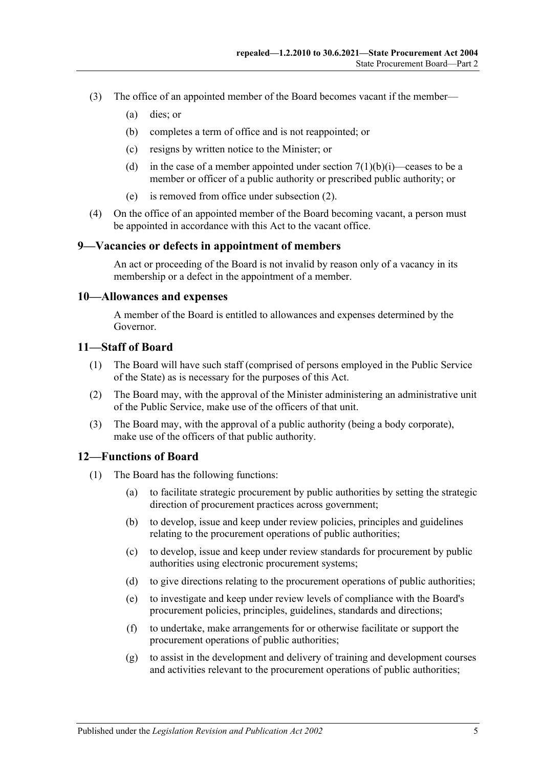(3) The office of an appointed member of the Board becomes vacant if the member—

(a) dies; or

(b) completes a term of office and is not reappointed; or

(c) resigns by written notice to the Minister; or

(d) in the case of a member appointed under section 7(1)(b)(i)—ceases to be a member or officer of a public authority or prescribed public authority; or

(e) is removed from office under subsection (2).

(4) On the office of an appointed member of the Board becoming vacant, a person must be appointed in accordance with this Act to the vacant office.

## 9—Vacancies or defects in appointment of members

An act or proceeding of the Board is not invalid by reason only of a vacancy in its membership or a defect in the appointment of a member.

## 10—Allowances and expenses

A member of the Board is entitled to allowances and expenses determined by the Governor.

## 11—Staff of Board

(1) The Board will have such staff (comprised of persons employed in the Public Service of the State) as is necessary for the purposes of this Act.

(2) The Board may, with the approval of the Minister administering an administrative unit of the Public Service, make use of the officers of that unit.

(3) The Board may, with the approval of a public authority (being a body corporate), make use of the officers of that public authority.

## 12—Functions of Board

(1) The Board has the following functions:

(a) to facilitate strategic procurement by public authorities by setting the strategic direction of procurement practices across government;

(b) to develop, issue and keep under review policies, principles and guidelines relating to the procurement operations of public authorities;

(c) to develop, issue and keep under review standards for procurement by public authorities using electronic procurement systems;

(d) to give directions relating to the procurement operations of public authorities;

(e) to investigate and keep under review levels of compliance with the Board's procurement policies, principles, guidelines, standards and directions;

(f) to undertake, make arrangements for or otherwise facilitate or support the procurement operations of public authorities;

(g) to assist in the development and delivery of training and development courses and activities relevant to the procurement operations of public authorities;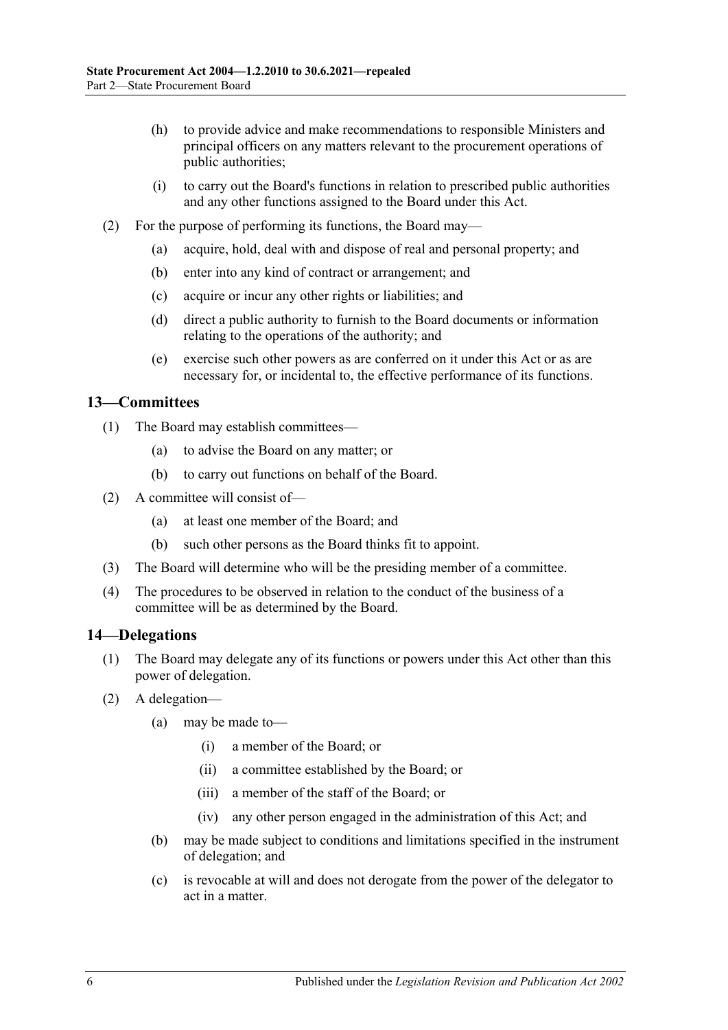(h) to provide advice and make recommendations to responsible Ministers and principal officers on any matters relevant to the procurement operations of public authorities;

(i) to carry out the Board's functions in relation to prescribed public authorities and any other functions assigned to the Board under this Act.

(2) For the purpose of performing its functions, the Board may—

(a) acquire, hold, deal with and dispose of real and personal property; and

(b) enter into any kind of contract or arrangement; and

(c) acquire or incur any other rights or liabilities; and

(d) direct a public authority to furnish to the Board documents or information relating to the operations of the authority; and

(e) exercise such other powers as are conferred on it under this Act or as are necessary for, or incidental to, the effective performance of its functions.

## 13—Committees

(1) The Board may establish committees—

(a) to advise the Board on any matter; or

(b) to carry out functions on behalf of the Board.

(2) A committee will consist of—

(a) at least one member of the Board; and

(b) such other persons as the Board thinks fit to appoint.

(3) The Board will determine who will be the presiding member of a committee.

(4) The procedures to be observed in relation to the conduct of the business of a committee will be as determined by the Board.

## 14—Delegations

(1) The Board may delegate any of its functions or powers under this Act other than this power of delegation.

(2) A delegation—

(a) may be made to—

(i) a member of the Board; or

(ii) a committee established by the Board; or

(iii) a member of the staff of the Board; or

(iv) any other person engaged in the administration of this Act; and

(b) may be made subject to conditions and limitations specified in the instrument of delegation; and

(c) is revocable at will and does not derogate from the power of the delegator to act in a matter.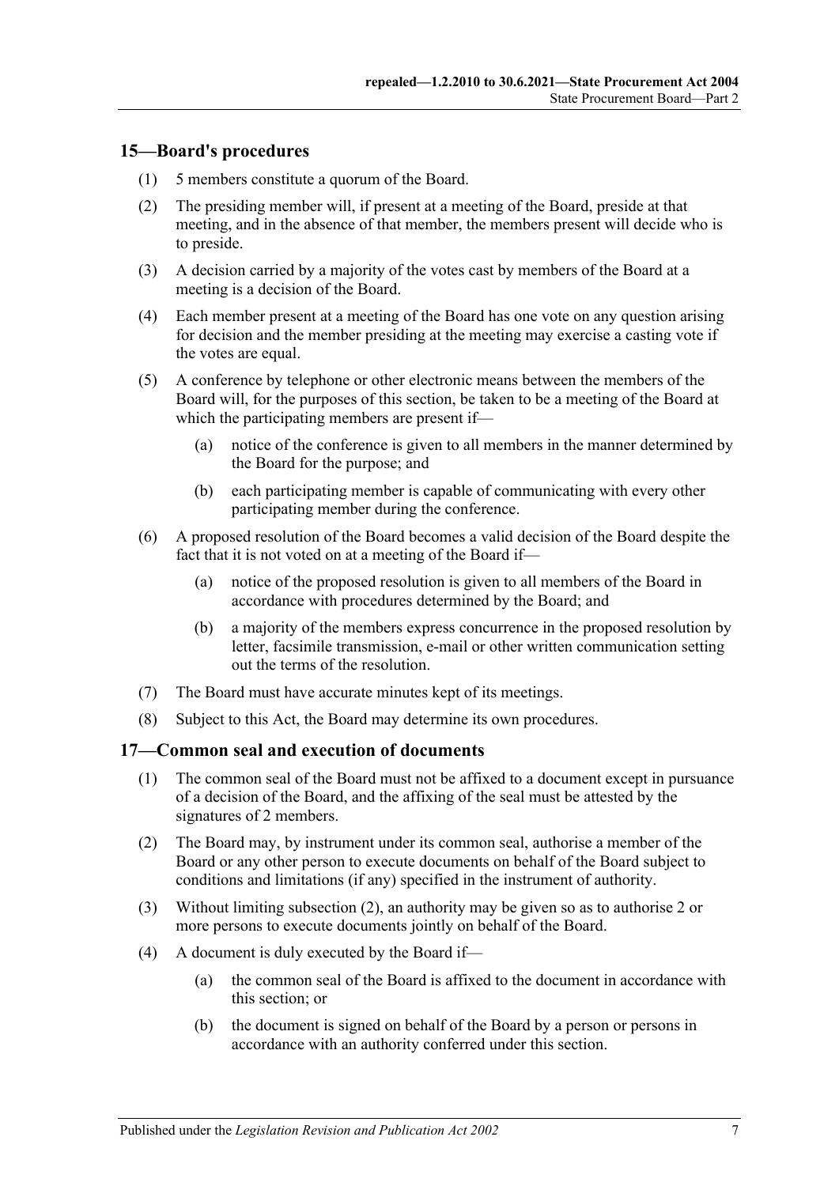## 15—Board's procedures

(1) 5 members constitute a quorum of the Board.

(2) The presiding member will, if present at a meeting of the Board, preside at that meeting, and in the absence of that member, the members present will decide who is to preside.

(3) A decision carried by a majority of the votes cast by members of the Board at a meeting is a decision of the Board.

(4) Each member present at a meeting of the Board has one vote on any question arising for decision and the member presiding at the meeting may exercise a casting vote if the votes are equal.

(5) A conference by telephone or other electronic means between the members of the Board will, for the purposes of this section, be taken to be a meeting of the Board at which the participating members are present if—

- (a) notice of the conference is given to all members in the manner determined by the Board for the purpose; and
- (b) each participating member is capable of communicating with every other participating member during the conference.

(6) A proposed resolution of the Board becomes a valid decision of the Board despite the fact that it is not voted on at a meeting of the Board if—

- (a) notice of the proposed resolution is given to all members of the Board in accordance with procedures determined by the Board; and
- (b) a majority of the members express concurrence in the proposed resolution by letter, facsimile transmission, e-mail or other written communication setting out the terms of the resolution.

(7) The Board must have accurate minutes kept of its meetings.

(8) Subject to this Act, the Board may determine its own procedures.

## 17—Common seal and execution of documents

(1) The common seal of the Board must not be affixed to a document except in pursuance of a decision of the Board, and the affixing of the seal must be attested by the signatures of 2 members.

(2) The Board may, by instrument under its common seal, authorise a member of the Board or any other person to execute documents on behalf of the Board subject to conditions and limitations (if any) specified in the instrument of authority.

(3) Without limiting subsection (2), an authority may be given so as to authorise 2 or more persons to execute documents jointly on behalf of the Board.

(4) A document is duly executed by the Board if—

- (a) the common seal of the Board is affixed to the document in accordance with this section; or
- (b) the document is signed on behalf of the Board by a person or persons in accordance with an authority conferred under this section.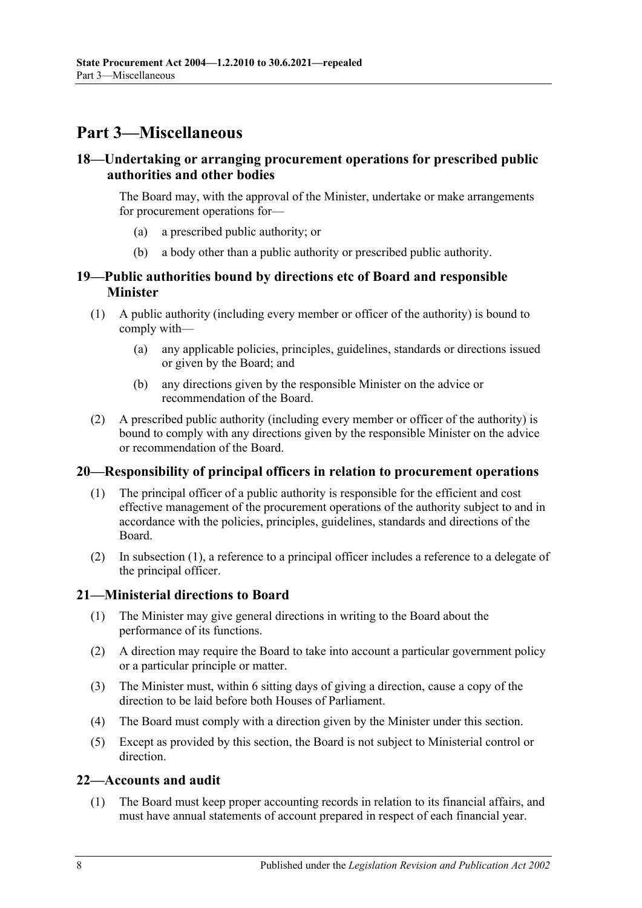# Part 3—Miscellaneous

## 18—Undertaking or arranging procurement operations for prescribed public authorities and other bodies

The Board may, with the approval of the Minister, undertake or make arrangements for procurement operations for—

- (a) a prescribed public authority; or
- (b) a body other than a public authority or prescribed public authority.

## 19—Public authorities bound by directions etc of Board and responsible Minister

(1) A public authority (including every member or officer of the authority) is bound to comply with—

- (a) any applicable policies, principles, guidelines, standards or directions issued or given by the Board; and
- (b) any directions given by the responsible Minister on the advice or recommendation of the Board.

(2) A prescribed public authority (including every member or officer of the authority) is bound to comply with any directions given by the responsible Minister on the advice or recommendation of the Board.

## 20—Responsibility of principal officers in relation to procurement operations

(1) The principal officer of a public authority is responsible for the efficient and cost effective management of the procurement operations of the authority subject to and in accordance with the policies, principles, guidelines, standards and directions of the Board.

(2) In subsection (1), a reference to a principal officer includes a reference to a delegate of the principal officer.

## 21—Ministerial directions to Board

(1) The Minister may give general directions in writing to the Board about the performance of its functions.

(2) A direction may require the Board to take into account a particular government policy or a particular principle or matter.

(3) The Minister must, within 6 sitting days of giving a direction, cause a copy of the direction to be laid before both Houses of Parliament.

(4) The Board must comply with a direction given by the Minister under this section.

(5) Except as provided by this section, the Board is not subject to Ministerial control or direction.

## 22—Accounts and audit

(1) The Board must keep proper accounting records in relation to its financial affairs, and must have annual statements of account prepared in respect of each financial year.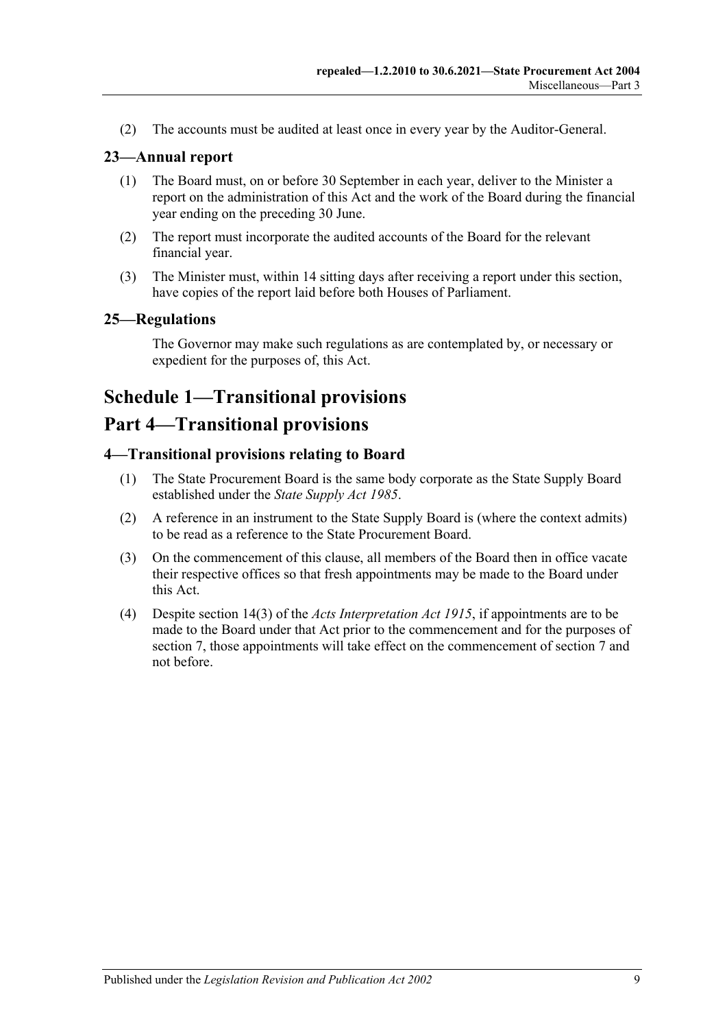(2) The accounts must be audited at least once in every year by the Auditor-General.

### 23—Annual report

(1) The Board must, on or before 30 September in each year, deliver to the Minister a report on the administration of this Act and the work of the Board during the financial year ending on the preceding 30 June.

(2) The report must incorporate the audited accounts of the Board for the relevant financial year.

(3) The Minister must, within 14 sitting days after receiving a report under this section, have copies of the report laid before both Houses of Parliament.

### 25—Regulations

The Governor may make such regulations as are contemplated by, or necessary or expedient for the purposes of, this Act.

# Schedule 1—Transitional provisions

# Part 4—Transitional provisions

### 4—Transitional provisions relating to Board

(1) The State Procurement Board is the same body corporate as the State Supply Board established under the *State Supply Act 1985*.

(2) A reference in an instrument to the State Supply Board is (where the context admits) to be read as a reference to the State Procurement Board.

(3) On the commencement of this clause, all members of the Board then in office vacate their respective offices so that fresh appointments may be made to the Board under this Act.

(4) Despite section 14(3) of the *Acts Interpretation Act 1915*, if appointments are to be made to the Board under that Act prior to the commencement and for the purposes of section 7, those appointments will take effect on the commencement of section 7 and not before.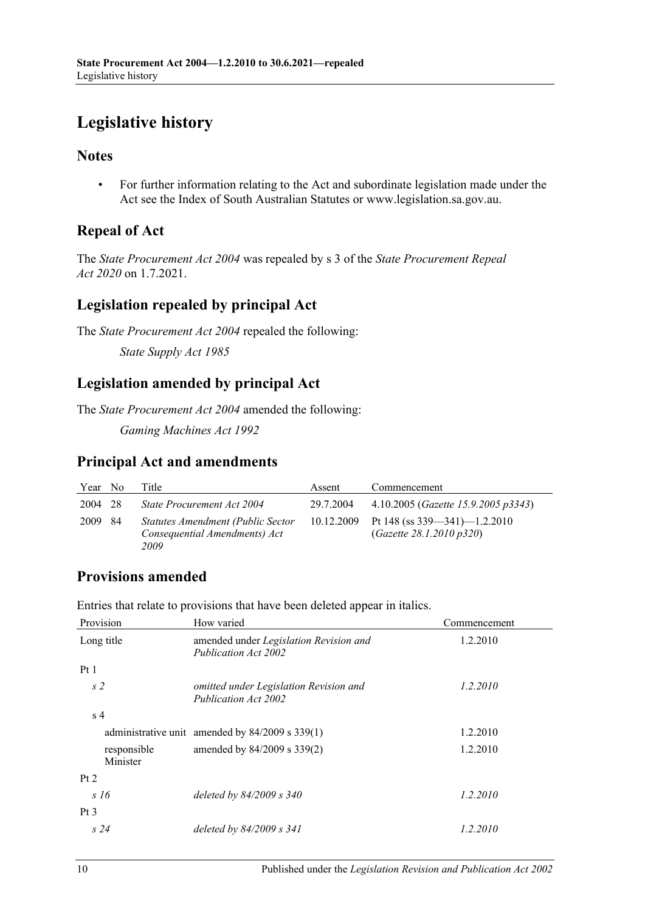# Legislative history

## Notes

- For further information relating to the Act and subordinate legislation made under the Act see the Index of South Australian Statutes or www.legislation.sa.gov.au.

## Repeal of Act

The *State Procurement Act 2004* was repealed by s 3 of the *State Procurement Repeal Act 2020* on 1.7.2021.

## Legislation repealed by principal Act

The *State Procurement Act 2004* repealed the following:

*State Supply Act 1985*

## Legislation amended by principal Act

The *State Procurement Act 2004* amended the following:

*Gaming Machines Act 1992*

## Principal Act and amendments

| Year | No | Title | Assent | Commencement |
|---|---|---|---|---|
| 2004 | 28 | *State Procurement Act 2004* | 29.7.2004 | 4.10.2005 (*Gazette 15.9.2005 p3343*) |
| 2009 | 84 | *Statutes Amendment (Public Sector Consequential Amendments) Act 2009* | 10.12.2009 | Pt 148 (ss 339—341)—1.2.2010 (*Gazette 28.1.2010 p320*) |

## Provisions amended

Entries that relate to provisions that have been deleted appear in italics.

| Provision | How varied | Commencement |
|---|---|---|
| Long title | amended under *Legislation Revision and Publication Act 2002* | 1.2.2010 |
| Pt 1 | | |
| *s 2* | *omitted under Legislation Revision and Publication Act 2002* | *1.2.2010* |
| s 4 | | |
| administrative unit | amended by 84/2009 s 339(1) | 1.2.2010 |
| responsible Minister | amended by 84/2009 s 339(2) | 1.2.2010 |
| Pt 2 | | |
| *s 16* | *deleted by 84/2009 s 340* | *1.2.2010* |
| Pt 3 | | |
| *s 24* | *deleted by 84/2009 s 341* | *1.2.2010* |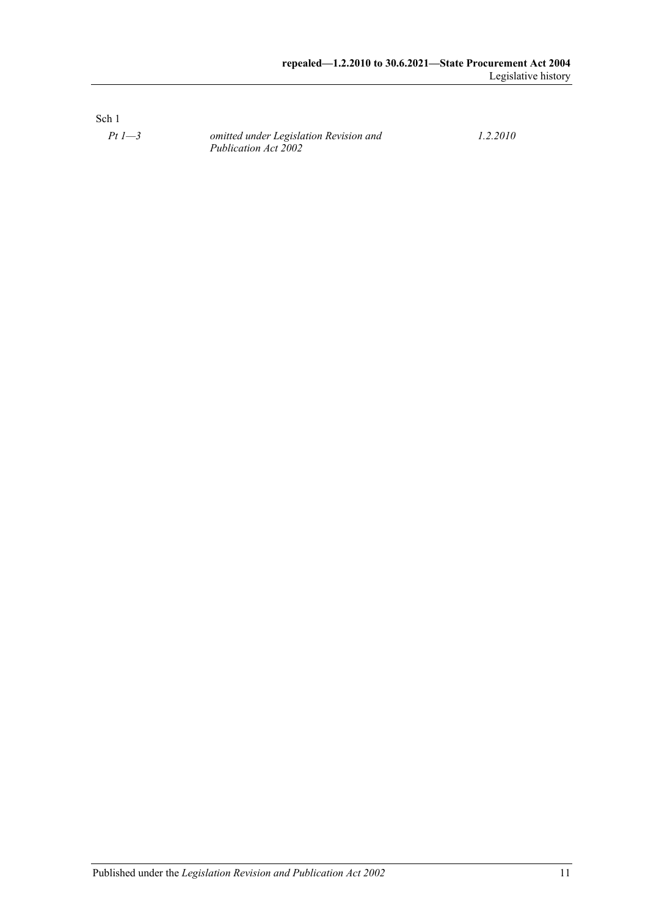Sch 1

| | | |
|---|---|---|
| *Pt 1—3* | *omitted under Legislation Revision and Publication Act 2002* | *1.2.2010* |